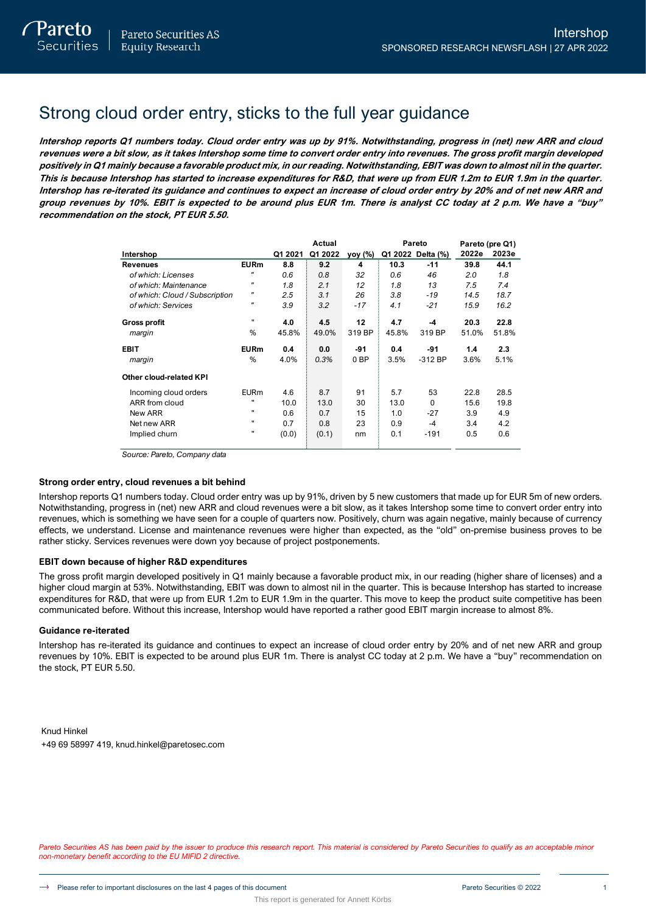# Strong cloud order entry, sticks to the full year guidance

***Intershop reports Q1 numbers today. Cloud order entry was up by 91%. Notwithstanding, progress in (net) new ARR and cloud revenues were a bit slow, as it takes Intershop some time to convert order entry into revenues. The gross profit margin developed positively in Q1 mainly because a favorable product mix, in our reading. Notwithstanding, EBIT was down to almost nil in the quarter. This is because Intershop has started to increase expenditures for R&D, that were up from EUR 1.2m to EUR 1.9m in the quarter. Intershop has re-iterated its guidance and continues to expect an increase of cloud order entry by 20% and of net new ARR and group revenues by 10%. EBIT is expected to be around plus EUR 1m. There is analyst CC today at 2 p.m. We have a "buy" recommendation on the stock, PT EUR 5.50.***

| Intershop | | Actual | | | Pareto | | Pareto (pre Q1) | |
|---|---|---|---|---|---|---|---|---|
| | | Q1 2021 | Q1 2022 | yoy (%) | Q1 2022 | Delta (%) | 2022e | 2023e |
| **Revenues** | **EURm** | **8.8** | **9.2** | **4** | **10.3** | **-11** | **39.8** | **44.1** |
| *of which: Licenses* | *"* | *0.6* | *0.8* | *32* | *0.6* | *46* | *2.0* | *1.8* |
| *of which: Maintenance* | *"* | *1.8* | *2.1* | *12* | *1.8* | *13* | *7.5* | *7.4* |
| *of which: Cloud / Subscription* | *"* | *2.5* | *3.1* | *26* | *3.8* | *-19* | *14.5* | *18.7* |
| *of which: Services* | *"* | *3.9* | *3.2* | *-17* | *4.1* | *-21* | *15.9* | *16.2* |
| **Gross profit** | " | **4.0** | **4.5** | **12** | **4.7** | **-4** | **20.3** | **22.8** |
| *margin* | % | 45.8% | 49.0% | 319 BP | 45.8% | 319 BP | 51.0% | 51.8% |
| **EBIT** | **EURm** | **0.4** | **0.0** | **-91** | **0.4** | **-91** | **1.4** | **2.3** |
| *margin* | % | 4.0% | *0.3%* | 0 BP | 3.5% | -312 BP | 3.6% | 5.1% |
| **Other cloud-related KPI** | | | | | | | | |
| Incoming cloud orders | EURm | 4.6 | 8.7 | 91 | 5.7 | 53 | 22.8 | 28.5 |
| ARR from cloud | " | 10.0 | 13.0 | 30 | 13.0 | 0 | 15.6 | 19.8 |
| New ARR | " | 0.6 | 0.7 | 15 | 1.0 | -27 | 3.9 | 4.9 |
| Net new ARR | " | 0.7 | 0.8 | 23 | 0.9 | -4 | 3.4 | 4.2 |
| Implied churn | " | (0.0) | (0.1) | nm | 0.1 | -191 | 0.5 | 0.6 |

*Source: Pareto, Company data*

### Strong order entry, cloud revenues a bit behind

Intershop reports Q1 numbers today. Cloud order entry was up by 91%, driven by 5 new customers that made up for EUR 5m of new orders. Notwithstanding, progress in (net) new ARR and cloud revenues were a bit slow, as it takes Intershop some time to convert order entry into revenues, which is something we have seen for a couple of quarters now. Positively, churn was again negative, mainly because of currency effects, we understand. License and maintenance revenues were higher than expected, as the "old" on-premise business proves to be rather sticky. Services revenues were down yoy because of project postponements.

### EBIT down because of higher R&D expenditures

The gross profit margin developed positively in Q1 mainly because a favorable product mix, in our reading (higher share of licenses) and a higher cloud margin at 53%. Notwithstanding, EBIT was down to almost nil in the quarter. This is because Intershop has started to increase expenditures for R&D, that were up from EUR 1.2m to EUR 1.9m in the quarter. This move to keep the product suite competitive has been communicated before. Without this increase, Intershop would have reported a rather good EBIT margin increase to almost 8%.

### Guidance re-iterated

Intershop has re-iterated its guidance and continues to expect an increase of cloud order entry by 20% and of net new ARR and group revenues by 10%. EBIT is expected to be around plus EUR 1m. There is analyst CC today at 2 p.m. We have a "buy" recommendation on the stock, PT EUR 5.50.

Knud Hinkel
+49 69 58997 419, knud.hinkel@paretosec.com

*Pareto Securities AS has been paid by the issuer to produce this research report. This material is considered by Pareto Securities to qualify as an acceptable minor non-monetary benefit according to the EU MIFID 2 directive.*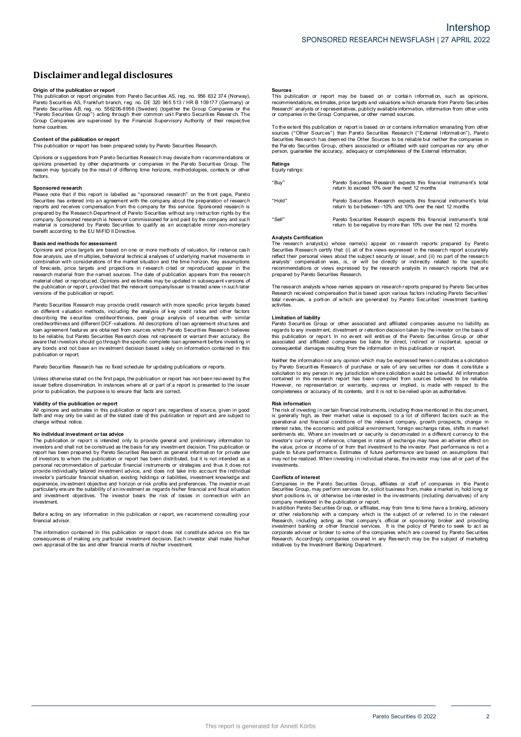# Disclaimer and legal disclosures

### Origin of the publication or report

This publication or report originates from Pareto Securities AS, reg. no. 956 632 374 (Norway), Pareto Securities AS, Frankfurt branch, reg. no. DE 320 965 513 / HR B 109177 (Germany) or Pareto Securities AB, reg. no. 556206-8956 (Sweden) (together the Group Companies or the "Pareto Securities Group") acting through their common unit Pareto Securities Research. The Group Companies are supervised by the Financial Supervisory Authority of their respective home countries.

### Content of the publication or report

This publication or report has been prepared solely by Pareto Securities Research.

Opinions or suggestions from Pareto Securities Research may deviate from recommendations or opinions presented by other departments or companies in the Pareto Securities Group. The reason may typically be the result of differing time horizons, methodologies, contexts or other factors.

### Sponsored research

Please note that if this report is labelled as "sponsored research" on the front page, Pareto Securities has entered into an agreement with the company about the preparation of research reports and receives compensation from the company for this service. Sponsored research is prepared by the Research Department of Pareto Securities without any instruction rights by the company. Sponsored research is however commissioned for and paid by the company and such material is considered by Pareto Securities to qualify as an acceptable minor non-monetary benefit according to the EU MiFID II Directive.

### Basis and methods for assessment

Opinions and price targets are based on one or more methods of valuation, for instance cash flow analysis, use of multiples, behavioral technical analyses of underlying market movements in combination with considerations of the market situation and the time horizon. Key assumptions of forecasts, price targets and projections in research cited or reproduced appear in the research material from the named sources. The date of publication appears from the research material cited or reproduced. Opinions and estimates may be updated in subsequent versions of the publication or report, provided that the relevant company/issuer is treated anew in such later versions of the publication or report.

Pareto Securities Research may provide credit research with more specific price targets based on different valuation methods, including the analysis of key credit ratios and other factors describing the securities creditworthiness, peer group analysis of securities with similar creditworthiness and different DCF-valuations. All descriptions of loan agreement structures and loan agreement features are obtained from sources which Pareto Securities Research believes to be reliable, but Pareto Securities Research does not represent or warrant their accuracy. Be aware that investors should go through the specific complete loan agreement before investing in any bonds and not base an investment decision based solely on information contained in this publication or report.

Pareto Securities Research has no fixed schedule for updating publications or reports.

Unless otherwise stated on the first page, the publication or report has not been reviewed by the issuer before dissemination. In instances where all or part of a report is presented to the issuer prior to publication, the purpose is to ensure that facts are correct.

### Validity of the publication or report

All opinions and estimates in this publication or report are, regardless of source, given in good faith and may only be valid as of the stated date of this publication or report and are subject to change without notice.

### No individual investment or tax advice

The publication or report is intended only to provide general and preliminary information to investors and shall not be construed as the basis for any investment decision. This publication or report has been prepared by Pareto Securities Research as general information for private use of investors to whom the publication or report has been distributed, but it is not intended as a personal recommendation of particular financial instruments or strategies and thus it does not provide individually tailored investment advice, and does not take into account the individual investor's particular financial situation, existing holdings or liabilities, investment knowledge and experience, investment objective and horizon or risk profile and preferences. The investor must particularly ensure the suitability of an investment as regards his/her financial and fiscal situation and investment objectives. The investor bears the risk of losses in connection with an investment.

Before acting on any information in this publication or report, we recommend consulting your financial advisor.

The information contained in this publication or report does not constitute advice on the tax consequences of making any particular investment decision. Each investor shall make his/her own appraisal of the tax and other financial merits of his/her investment.

### Sources

This publication or report may be based on or contain information, such as opinions, recommendations, estimates, price targets and valuations which emanate from Pareto Securities Research' analysts or representatives, publicly available information, information from other units or companies in the Group Companies, or other named sources.

To the extent this publication or report is based on or contains information emanating from other sources ("Other Sources") than Pareto Securities Research ("External Information"), Pareto Securities Research has deemed the Other Sources to be reliable but neither the companies in the Pareto Securities Group, others associated or affiliated with said companies nor any other person, guarantee the accuracy, adequacy or completeness of the External Information.

### Ratings

Equity ratings:

| | |
|---|---|
| "Buy" | Pareto Securities Research expects this financial instrument's total return to exceed 10% over the next 12 months |
| "Hold" | Pareto Securities Research expects this financial instrument's total return to be between -10% and 10% over the next 12 months |
| "Sell" | Pareto Securities Research expects this financial instrument's total return to be negative by more than 10% over the next 12 months |

### Analysts Certification

The research analyst(s) whose name(s) appear on research reports prepared by Pareto Securities Research certify that: (i) all of the views expressed in the research report accurately reflect their personal views about the subject security or issuer, and (ii) no part of the research analysts' compensation was, is, or will be directly or indirectly related to the specific recommendations or views expressed by the research analysts in research reports that are prepared by Pareto Securities Research.

The research analysts whose names appears on research reports prepared by Pareto Securities Research received compensation that is based upon various factors including Pareto Securities' total revenues, a portion of which are generated by Pareto Securities' investment banking activities.

### Limitation of liability

Pareto Securities Group or other associated and affiliated companies assume no liability as regards to any investment, divestment or retention decision taken by the investor on the basis of this publication or report. In no event will entities of the Pareto Securities Group or other associated and affiliated companies be liable for direct, indirect or incidental, special or consequential damages resulting from the information in this publication or report.

Neither the information nor any opinion which may be expressed herein constitutes a solicitation by Pareto Securities Research of purchase or sale of any securities nor does it constitute a solicitation to any person in any jurisdiction where solicitation would be unlawful. All information contained in this research report has been compiled from sources believed to be reliable. However, no representation or warranty, express or implied, is made with respect to the completeness or accuracy of its contents, and it is not to be relied upon as authoritative.

### Risk information

The risk of investing in certain financial instruments, including those mentioned in this document, is generally high, as their market value is exposed to a lot of different factors such as the operational and financial conditions of the relevant company, growth prospects, change in interest rates, the economic and political environment, foreign exchange rates, shifts in market sentiments etc. Where an investment or security is denominated in a different currency to the investor's currency of reference, changes in rates of exchange may have an adverse effect on the value, price or income of or from that investment to the investor. Past performance is not a guide to future performance. Estimates of future performance are based on assumptions that may not be realized. When investing in individual shares, the investor may lose all or part of the investments.

### Conflicts of interest

Companies in the Pareto Securities Group, affiliates or staff of companies in the Pareto Securities Group, may perform services for, solicit business from, make a market in, hold long or short positions in, or otherwise be interested in the investments (including derivatives) of any company mentioned in the publication or report.

In addition Pareto Securities Group, or affiliates, may from time to time have a broking, advisory or other relationship with a company which is the subject of or referred to in the relevant Research, including acting as that company's official or sponsoring broker and providing investment banking or other financial services. It is the policy of Pareto to seek to act as corporate adviser or broker to some of the companies which are covered by Pareto Securities Research. Accordingly companies covered in any Research may be the subject of marketing initiatives by the Investment Banking Department.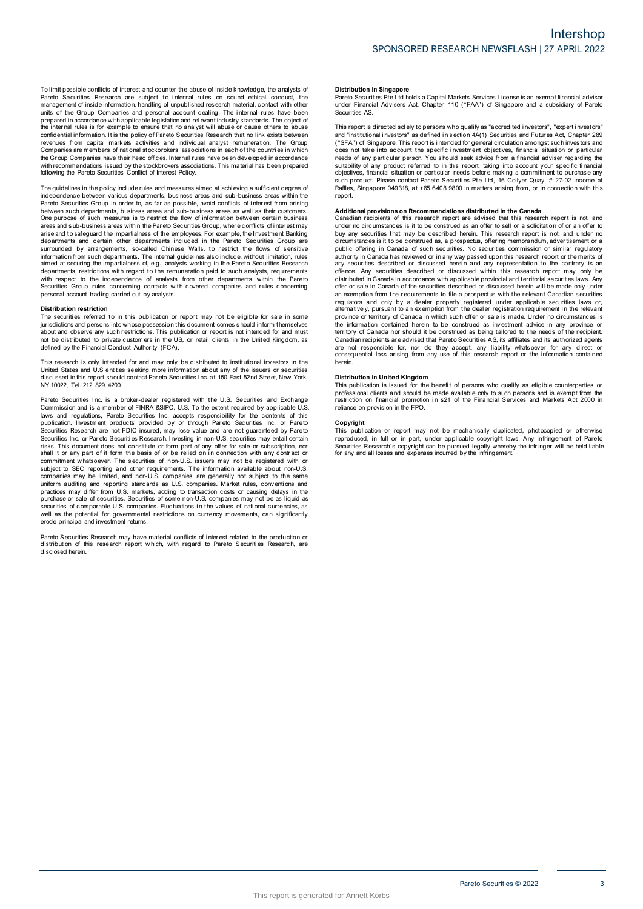To limit possible conflicts of interest and counter the abuse of inside knowledge, the analysts of Pareto Securities Research are subject to internal rules on sound ethical conduct, the management of inside information, handling of unpublished research material, contact with other units of the Group Companies and personal account dealing. The internal rules have been prepared in accordance with applicable legislation and relevant industry standards. The object of the internal rules is for example to ensure that no analyst will abuse or cause others to abuse confidential information. It is the policy of Pareto Securities Research that no link exists between revenues from capital markets activities and individual analyst remuneration. The Group Companies are members of national stockbrokers' associations in each of the countries in which the Group Companies have their head offices. Internal rules have been developed in accordance with recommendations issued by the stockbrokers associations. This material has been prepared following the Pareto Securities Conflict of Interest Policy.

The guidelines in the policy include rules and measures aimed at achieving a sufficient degree of independence between various departments, business areas and sub-business areas within the Pareto Securities Group in order to, as far as possible, avoid conflicts of interest from arising between such departments, business areas and sub-business areas as well as their customers. One purpose of such measures is to restrict the flow of information between certain business areas and sub-business areas within the Pareto Securities Group, where conflicts of interest may arise and to safeguard the impartialness of the employees. For example, the Investment Banking departments and certain other departments included in the Pareto Securities Group are surrounded by arrangements, so-called Chinese Walls, to restrict the flows of sensitive information from such departments. The internal guidelines also include, without limitation, rules aimed at securing the impartialness of, e.g., analysts working in the Pareto Securities Research departments, restrictions with regard to the remuneration paid to such analysts, requirements with respect to the independence of analysts from other departments within the Pareto Securities Group rules concerning contacts with covered companies and rules concerning personal account trading carried out by analysts.

**Distribution restriction**

The securities referred to in this publication or report may not be eligible for sale in some jurisdictions and persons into whose possession this document comes should inform themselves about and observe any such restrictions. This publication or report is not intended for and must not be distributed to private customers in the US, or retail clients in the United Kingdom, as defined by the Financial Conduct Authority (FCA).

This research is only intended for and may only be distributed to institutional investors in the United States and U.S entities seeking more information about any of the issuers or securities discussed in this report should contact Pareto Securities Inc. at 150 East 52nd Street, New York, NY 10022, Tel. 212 829 4200.

Pareto Securities Inc. is a broker-dealer registered with the U.S. Securities and Exchange Commission and is a member of FINRA &SIPC. U.S. To the extent required by applicable U.S. laws and regulations, Pareto Securities Inc. accepts responsibility for the contents of this publication. Investment products provided by or through Pareto Securities Inc. or Pareto Securities Research are not FDIC insured, may lose value and are not guaranteed by Pareto Securities Inc. or Pareto Securities Research. Investing in non-U.S. securities may entail certain risks. This document does not constitute or form part of any offer for sale or subscription, nor shall it or any part of it form the basis of or be relied on in connection with any contract or commitment whatsoever. The securities of non-U.S. issuers may not be registered with or subject to SEC reporting and other requirements. The information available about non-U.S. companies may be limited, and non-U.S. companies are generally not subject to the same uniform auditing and reporting standards as U.S. companies. Market rules, conventions and practices may differ from U.S. markets, adding to transaction costs or causing delays in the purchase or sale of securities. Securities of some non-U.S. companies may not be as liquid as securities of comparable U.S. companies. Fluctuations in the values of national currencies, as well as the potential for governmental restrictions on currency movements, can significantly erode principal and investment returns.

Pareto Securities Research may have material conflicts of interest related to the production or distribution of this research report which, with regard to Pareto Securities Research, are disclosed herein.

**Distribution in Singapore**

Pareto Securities Pte Ltd holds a Capital Markets Services License is an exempt financial advisor under Financial Advisers Act, Chapter 110 ("FAA") of Singapore and a subsidiary of Pareto Securities AS.

This report is directed solely to persons who qualify as "accredited investors", "expert investors" and "institutional investors" as defined in section 4A(1) Securities and Futures Act, Chapter 289 ("SFA") of Singapore. This report is intended for general circulation amongst such investors and does not take into account the specific investment objectives, financial situation or particular needs of any particular person. You should seek advice from a financial adviser regarding the suitability of any product referred to in this report, taking into account your specific financial objectives, financial situation or particular needs before making a commitment to purchase any such product. Please contact Pareto Securities Pte Ltd, 16 Collyer Quay, # 27-02 Income at Raffles, Singapore 049318, at +65 6408 9800 in matters arising from, or in connection with this report.

**Additional provisions on Recommendations distributed in the Canada**

Canadian recipients of this research report are advised that this research report is not, and under no circumstances is it to be construed as an offer to sell or a solicitation of or an offer to buy any securities that may be described herein. This research report is not, and under no circumstances is it to be construed as, a prospectus, offering memorandum, advertisement or a public offering in Canada of such securities. No securities commission or similar regulatory authority in Canada has reviewed or in any way passed upon this research report or the merits of any securities described or discussed herein and any representation to the contrary is an offence. Any securities described or discussed within this research report may only be distributed in Canada in accordance with applicable provincial and territorial securities laws. Any offer or sale in Canada of the securities described or discussed herein will be made only under an exemption from the requirements to file a prospectus with the relevant Canadian securities regulators and only by a dealer properly registered under applicable securities laws or, alternatively, pursuant to an exemption from the dealer registration requirement in the relevant province or territory of Canada in which such offer or sale is made. Under no circumstances is the information contained herein to be construed as investment advice in any province or territory of Canada nor should it be construed as being tailored to the needs of the recipient. Canadian recipients are advised that Pareto Securities AS, its affiliates and its authorized agents are not responsible for, nor do they accept, any liability whatsoever for any direct or consequential loss arising from any use of this research report or the information contained herein.

**Distribution in United Kingdom**

This publication is issued for the benefit of persons who qualify as eligible counterparties or professional clients and should be made available only to such persons and is exempt from the restriction on financial promotion in s21 of the Financial Services and Markets Act 2000 in reliance on provision in the FPO.

**Copyright**

This publication or report may not be mechanically duplicated, photocopied or otherwise reproduced, in full or in part, under applicable copyright laws. Any infringement of Pareto Securities Research´s copyright can be pursued legally whereby the infringer will be held liable for any and all losses and expenses incurred by the infringement.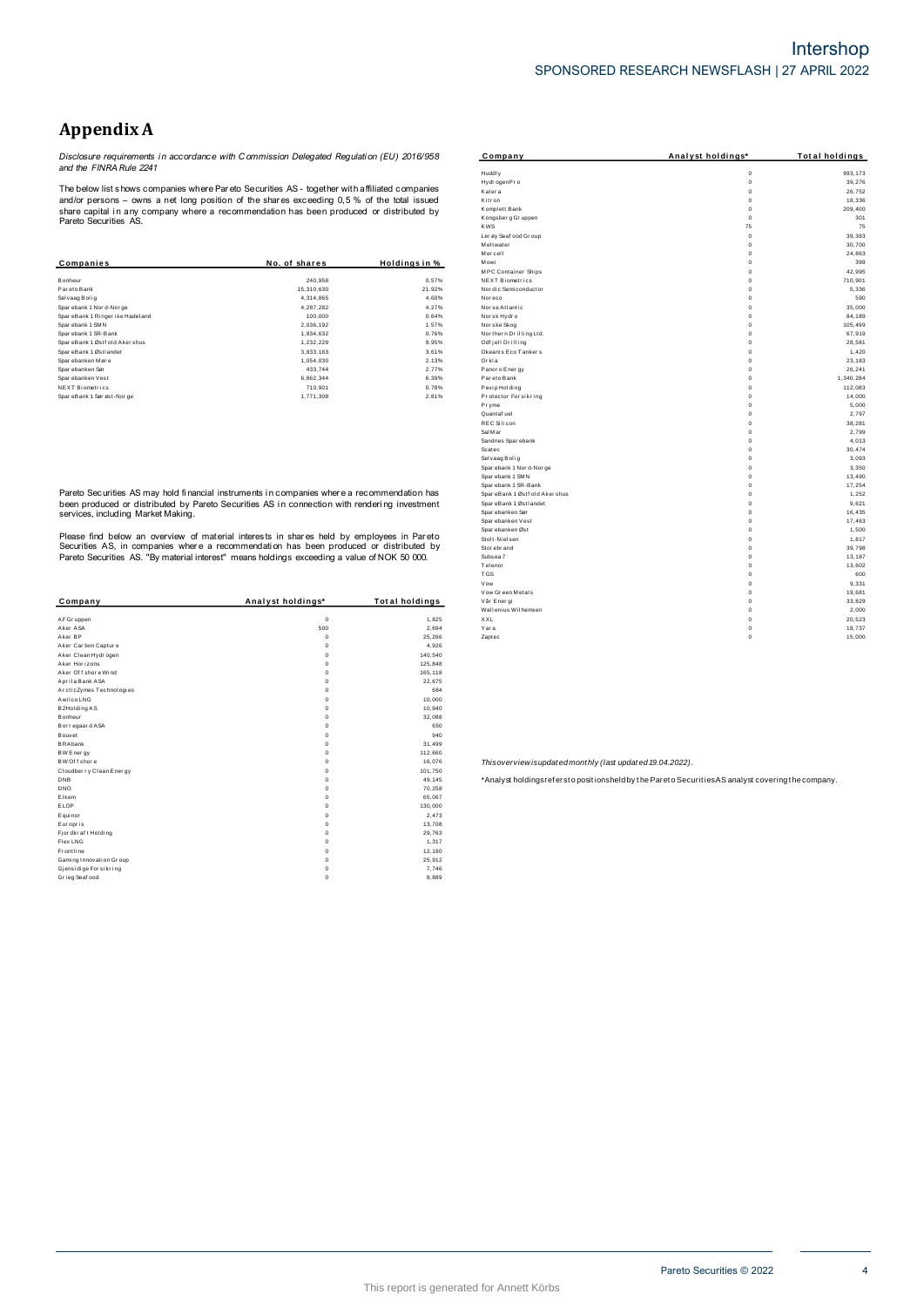# Appendix A

*Disclosure requirements in accordance with Commission Delegated Regulation (EU) 2016/958 and the FINRA Rule 2241*

The below list shows companies where Pareto Securities AS - together with affiliated companies and/or persons – owns a net long position of the shares exceeding 0,5 % of the total issued share capital in any company where a recommendation has been produced or distributed by Pareto Securities AS.

| Companies | No. of shares | Holdings in % |
|---|---|---|
| Bonheur | 240,958 | 0.57% |
| Pareto Bank | 15,310,630 | 21.92% |
| Selvaag Bolig | 4,314,865 | 4.60% |
| Sparebank 1 Nord-Norge | 4,287,282 | 4.27% |
| SpareBank 1 Ringerike Hadeland | 100,000 | 0.64% |
| Sparebank 1 SMN | 2,036,192 | 1.57% |
| Sparebank 1 SR-Bank | 1,934,632 | 0.76% |
| SpareBank 1 Østfold Akershus | 1,232,229 | 9.95% |
| SpareBank 1 Østlandet | 3,833,163 | 3.61% |
| Sparebanken Møre | 1,054,030 | 2.13% |
| Sparebanken Sør | 433,744 | 2.77% |
| Sparebanken Vest | 6,862,344 | 6.39% |
| NEXT Biometrics | 710,901 | 0.78% |
| SpareBank 1 Sørøst-Norge | 1,771,308 | 2.81% |

Pareto Securities AS may hold financial instruments in companies where a recommendation has been produced or distributed by Pareto Securities AS in connection with rendering investment services, including Market Making.

Please find below an overview of material interests in shares held by employees in Pareto Securities AS, in companies where a recommendation has been produced or distributed by Pareto Securities AS. "By material interest" means holdings exceeding a value of NOK 50 000.

| Company | Analyst holdings* | Total holdings |
|---|---|---|
| AF Gruppen | 0 | 1,825 |
| Aker ASA | 500 | 2,694 |
| Aker BP | 0 | 25,266 |
| Aker Carbon Capture | 0 | 4,926 |
| Aker Clean Hydrogen | 0 | 140,540 |
| Aker Horizons | 0 | 125,848 |
| Aker Offshore Wind | 0 | 165,118 |
| Aprila Bank ASA | 0 | 22,675 |
| ArcticZymes Technologies | 0 | 684 |
| Awilco LNG | 0 | 10,000 |
| B2Holding AS | 0 | 10,940 |
| Bonheur | 0 | 32,088 |
| Borregaard ASA | 0 | 650 |
| Bouvet | 0 | 940 |
| BRAbank | 0 | 31,499 |
| BW Energy | 0 | 112,660 |
| BW Offshore | 0 | 16,076 |
| Cloudberry Clean Energy | 0 | 101,750 |
| DNB | 0 | 49,145 |
| DNO | 0 | 70,258 |
| Elkem | 0 | 65,067 |
| ELOP | 0 | 130,000 |
| Equinor | 0 | 2,473 |
| Europris | 0 | 13,708 |
| Fjordkraft Holding | 0 | 29,763 |
| Flex LNG | 0 | 1,317 |
| Frontline | 0 | 12,190 |
| Gaming Innovation Group | 0 | 25,912 |
| Gjensidige Forsikring | 0 | 7,746 |
| Grieg Seafood | 0 | 8,889 |
| Huddly | 0 | 993,173 |
| HydrogenPro | 0 | 39,276 |
| Kalera | 0 | 26,752 |
| Kitron | 0 | 18,336 |
| Komplett Bank | 0 | 209,400 |
| Kongsberg Gruppen | 0 | 301 |
| KWS | 75 | 75 |
| Lerøy Seafood Group | 0 | 39,363 |
| Meltwater | 0 | 30,700 |
| Mercell | 0 | 24,863 |
| Mowi | 0 | 399 |
| MPC Container Ships | 0 | 42,995 |
| NEXT Biometrics | 0 | 710,901 |
| Nordic Semiconductor | 0 | 5,336 |
| Noreco | 0 | 590 |
| Norse Atlantic | 0 | 35,000 |
| Norsk Hydro | 0 | 84,189 |
| Norske Skog | 0 | 105,499 |
| Northern Drilling Ltd. | 0 | 67,919 |
| Odfjell Drilling | 0 | 28,581 |
| Okeanis Eco Tankers | 0 | 1,420 |
| Orkla | 0 | 23,183 |
| Panoro Energy | 0 | 26,241 |
| Pareto Bank | 0 | 1,340,284 |
| Pexip Holding | 0 | 112,083 |
| Protector Forsikring | 0 | 14,000 |
| Pryme | 0 | 5,000 |
| Quantafuel | 0 | 2,797 |
| REC Silicon | 0 | 38,281 |
| SalMar | 0 | 2,799 |
| Sandnes Sparebank | 0 | 4,013 |
| Scatec | 0 | 30,474 |
| Selvaag Bolig | 0 | 3,093 |
| Sparebank 1 Nord-Norge | 0 | 3,350 |
| Sparebank 1 SMN | 0 | 13,490 |
| Sparebank 1 SR-Bank | 0 | 17,254 |
| SpareBank 1 Østfold Akershus | 0 | 1,252 |
| SpareBank 1 Østlandet | 0 | 9,621 |
| Sparebanken Sør | 0 | 16,435 |
| Sparebanken Vest | 0 | 17,463 |
| Sparebanken Øst | 0 | 1,500 |
| Stolt-Nielsen | 0 | 1,817 |
| Storebrand | 0 | 39,798 |
| Subsea 7 | 0 | 13,187 |
| Telenor | 0 | 13,602 |
| TGS | 0 | 600 |
| Vow | 0 | 9,331 |
| Vow Green Metals | 0 | 19,681 |
| Vår Energi | 0 | 33,829 |
| Wallenius Wilhemsen | 0 | 2,000 |
| XXL | 0 | 20,523 |
| Yara | 0 | 18,737 |
| Zaptec | 0 | 15,000 |

*This overview is updated monthly (last updated 19.04.2022).*

*Analyst holdings refers to positions held by the Pareto Securities AS analyst covering the company.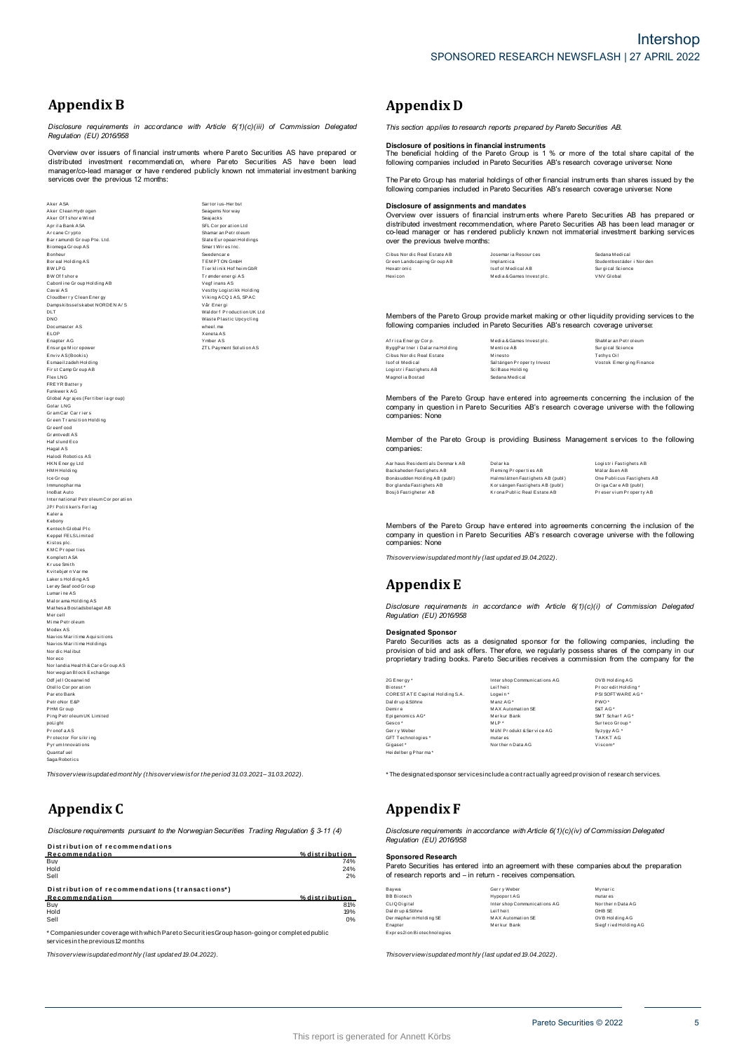## Appendix B

*Disclosure requirements in accordance with Article 6(1)(c)(iii) of Commission Delegated Regulation (EU) 2016/958*

Overview over issuers of financial instruments where Pareto Securities AS have prepared or distributed investment recommendation, where Pareto Securities AS have been lead manager/co-lead manager or have rendered publicly known not immaterial investment banking services over the previous 12 months:

| | |
|---|---|
| Aker ASA | Sartorius-Herbst |
| Aker Clean Hydrogen | Seagems Norway |
| Aker Offshore Wind | Seajacks |
| Aprila Bank ASA | SFL Corporation Ltd |
| Arcane Crypto | Shamaran Petroleum |
| Barramundi Group Pte. Ltd. | Slate European Holdings |
| Biomega Group AS | Smart Wires Inc. |
| Bonheur | Swedencare |
| Boreal Holding AS | TEMPTON GmbH |
| BW LPG | Tierklinik Hofheim GbR |
| BW Offshore | Trønderenergi AS |
| Cabonline Group Holding AB | Vegfinans AS |
| Cavai AS | Vestby Logistikk Holding |
| Cloudberry Clean Energy | Viking ACQ 1 AS, SPAC |
| Dampskibsselskabet NORDEN A/S | Vår Energi |
| DLT | Waldorf Production UK Ltd |
| DNO | Waste Plastic Upcycling |
| Documaster AS | wheel.me |
| ELOP | Xeneta AS |
| Enapter AG | Ymber AS |
| Ensurge Micropower | ZTL Payment Solution AS |
| Enviv AS (Bookis) | |
| Esmaeilzadeh Holding | |
| First Camp Group AB | |
| Flex LNG | |
| FREYR Battery | |
| Funkwerk AG | |
| Global Agrajes (Fertiberia group) | |
| Golar LNG | |
| GramCar Carriers | |
| Green Transition Holding | |
| Greenfood | |
| Grøntvedt AS | |
| Hafslund Eco | |
| Hagal AS | |
| Halodi Robotics AS | |
| HKN Energy Ltd | |
| HMH Holding | |
| Ice Group | |
| Immunopharma | |
| InoBat Auto | |
| International Petroleum Corporation | |
| JP/Politiken's Forlag | |
| Kalera | |
| Kebony | |
| Kentech Global Plc | |
| Keppel FELS Limited | |
| Kistos plc. | |
| KMC Properties | |
| Komplett ASA | |
| Kruse Smith | |
| Kvitebjørn Varme | |
| Lakers Holding AS | |
| Lerøy Seafood Group | |
| Lumarine AS | |
| Malorama Holding AS | |
| Mathesa Bostadsbolaget AB | |
| Mercell | |
| Mime Petroleum | |
| Modex AS | |
| Navios Maritime Aquisitions | |
| Navios Maritime Holdings | |
| Nordic Halibut | |
| Noreco | |
| Norlandia Health & Care Group AS | |
| Norwegian Block Exchange | |
| Odfjell Oceanwind | |
| Otello Corporation | |
| Pareto Bank | |
| PetroNor E&P | |
| PHM Group | |
| Ping Petroleum UK Limited | |
| poLight | |
| Pronofa AS | |
| Protector Forsikring | |
| Pyrum Innovations | |
| Quantafuel | |
| Saga Robotics | |

*This overview is updated monthly (this overview is for the period 31.03.2021 – 31.03.2022).*

## Appendix C

*Disclosure requirements pursuant to the Norwegian Securities Trading Regulation § 3-11 (4)*

**Distribution of recommendations**

| Recommendation | % distribution |
|---|---|
| Buy | 74% |
| Hold | 24% |
| Sell | 2% |

**Distribution of recommendations (transactions*)**

| Recommendation | % distribution |
|---|---|
| Buy | 81% |
| Hold | 19% |
| Sell | 0% |

* Companies under coverage with which Pareto Securities Group has on-going or completed public services in the previous 12 months

*This overview is updated monthly (last updated 19.04.2022).*

## Appendix D

*This section applies to research reports prepared by Pareto Securities AB.*

**Disclosure of positions in financial instruments**
The beneficial holding of the Pareto Group is 1 % or more of the total share capital of the following companies included in Pareto Securities AB's research coverage universe: None

The Pareto Group has material holdings of other financial instruments than shares issued by the following companies included in Pareto Securities AB's research coverage universe: None

**Disclosure of assignments and mandates**
Overview over issuers of financial instruments where Pareto Securities AB has prepared or distributed investment recommendation, where Pareto Securities AB has been lead manager or co-lead manager or has rendered publicly known not immaterial investment banking services over the previous twelve months:

| | | |
|---|---|---|
| Cibus Nordic Real Estate AB | Josemaria Resources | Sedana Medical |
| Green Landscaping Group AB | Implantica | Studentbostäder i Norden |
| Hexatronic | Isofol Medical AB | Surgical Science |
| Hexicon | Media & Games Invest plc. | VNV Global |

Members of the Pareto Group provide market making or other liquidity providing services to the following companies included in Pareto Securities AB's research coverage universe:

| | | |
|---|---|---|
| Africa Energy Corp. | Media & Games Invest plc. | ShaMaran Petroleum |
| ByggPartner i Dalarna Holding | Mentice AB | Surgical Science |
| Cibus Nordic Real Estate | Minesto | Tethys Oil |
| Isofol Medical | Saltängen Property Invest | Vostok Emerging Finance |
| Logistri Fastighets AB | SciBase Holding | |
| Magnolia Bostad | Sedana Medical | |

Members of the Pareto Group have entered into agreements concerning the inclusion of the company in question in Pareto Securities AB's research coverage universe with the following companies: None

Member of the Pareto Group is providing Business Management services to the following companies:

| | | |
|---|---|---|
| Aarhus Residentials Denmark AB | Delarka | Logistri Fastighets AB |
| Backaheden Fastighets AB | Fleming Properties AB | Mälaråsen AB |
| Bonäsudden Holding AB (publ) | Halmslätten Fastighets AB (publ) | One Publicus Fastighets AB |
| Borglanda Fastighets AB | Korsängen Fastighets AB (publ) | Origa Care AB (publ) |
| Bosjö Fastigheter AB | Krona Public Real Estate AB | Preservium Property AB |

Members of the Pareto Group have entered into agreements concerning the inclusion of the company in question in Pareto Securities AB's research coverage universe with the following companies: None

*This overview is updated monthly (last updated 19.04.2022).*

## Appendix E

*Disclosure requirements in accordance with Article 6(1)(c)(i) of Commission Delegated Regulation (EU) 2016/958*

**Designated Sponsor**
Pareto Securities acts as a designated sponsor for the following companies, including the provision of bid and ask offers. Therefore, we regularly possess shares of the company in our proprietary trading books. Pareto Securities receives a commission from the company for the

| | | |
|---|---|---|
| 2G Energy * | Intershop Communications AG | OVB Holding AG |
| Biotest * | Leifheit | Procredit Holding * |
| CORESTATE Capital Holding S.A. | Logwin * | PSI SOFTWARE AG * |
| Daldrup & Söhne | Manz AG * | PWO * |
| Demire | MAX Automation SE | S&T AG * |
| Epigenomics AG* | Merkur Bank | SMT Scharf AG * |
| Gesco * | MLP * | Surteco Group * |
| Gerry Weber | Mühl Produkt & Service AG | Syzygy AG * |
| GFT Technologies * | mutares | TAKKT AG |
| Gigaset * | Northern Data AG | Viscom * |
| Heidelberg Pharma * | | |

* The designated sponsor services include a contractually agreed provision of research services.

## Appendix F

*Disclosure requirements in accordance with Article 6(1)(c)(iv) of Commission Delegated Regulation (EU) 2016/958*

**Sponsored Research**
Pareto Securities has entered into an agreement with these companies about the preparation of research reports and – in return - receives compensation.

| | | |
|---|---|---|
| Baywa | Gerry Weber | Mynaric |
| BB Biotech | Hypoport AG | mutares |
| CLIQ Digital | Intershop Communications AG | Northern Data AG |
| Daldrup & Söhne | Leifheit | OHB SE |
| Dermapharm Holding SE | MAX Automation SE | OVB Holding AG |
| Enapter | Merkur Bank | Siegfried Holding AG |
| Expres2ion Biotechnologies | | |

*This overview is updated monthly (last updated 19.04.2022).*